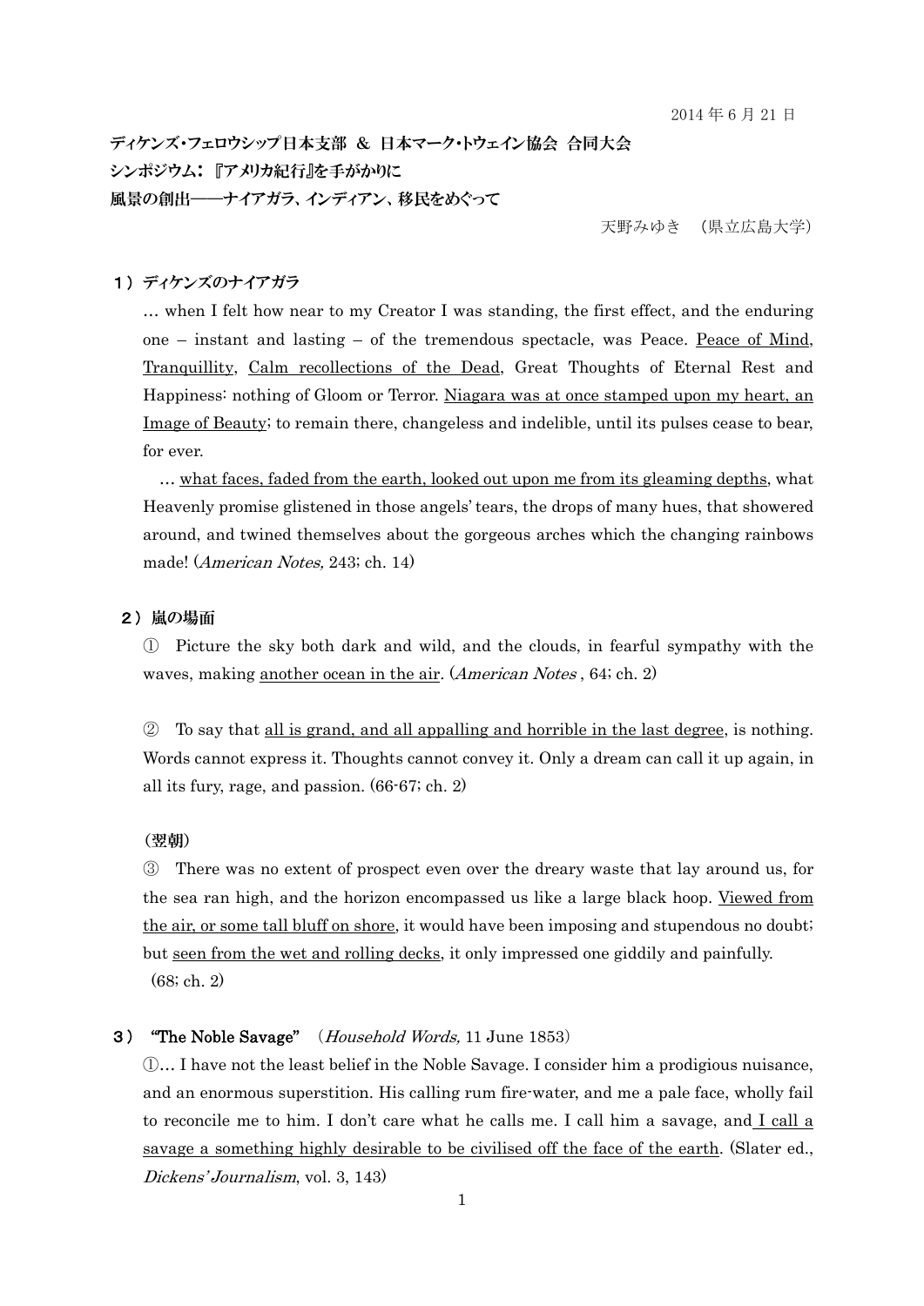2014 年 6 月 21 日

**ディケンズ・フェロウシップ日本支部 ＆ 日本マーク・トウェイン協会 合同大会**
**シンポジウム：『アメリカ紀行』を手がかりに**
**風景の創出――ナイアガラ、インディアン、移民をめぐって**

天野みゆき （県立広島大学）

### １）ディケンズのナイアガラ

… when I felt how near to my Creator I was standing, the first effect, and the enduring one – instant and lasting – of the tremendous spectacle, was Peace. <u>Peace of Mind</u>, <u>Tranquillity</u>, <u>Calm recollections of the Dead</u>, Great Thoughts of Eternal Rest and Happiness: nothing of Gloom or Terror. <u>Niagara was at once stamped upon my heart, an Image of Beauty</u>; to remain there, changeless and indelible, until its pulses cease to bear, for ever.

… <u>what faces, faded from the earth, looked out upon me from its gleaming depths</u>, what Heavenly promise glistened in those angels' tears, the drops of many hues, that showered around, and twined themselves about the gorgeous arches which the changing rainbows made! (*American Notes,* 243; ch. 14)

### ２）嵐の場面

① Picture the sky both dark and wild, and the clouds, in fearful sympathy with the waves, making <u>another ocean in the air</u>. (*American Notes* , 64; ch. 2)

② To say that <u>all is grand, and all appalling and horrible in the last degree</u>, is nothing. Words cannot express it. Thoughts cannot convey it. Only a dream can call it up again, in all its fury, rage, and passion. (66-67; ch. 2)

**（翌朝）**

③ There was no extent of prospect even over the dreary waste that lay around us, for the sea ran high, and the horizon encompassed us like a large black hoop. <u>Viewed from the air, or some tall bluff on shore</u>, it would have been imposing and stupendous no doubt; but <u>seen from the wet and rolling decks</u>, it only impressed one giddily and painfully. (68; ch. 2)

### ３） "The Noble Savage" （*Household Words,* 11 June 1853）

①… I have not the least belief in the Noble Savage. I consider him a prodigious nuisance, and an enormous superstition. His calling rum fire-water, and me a pale face, wholly fail to reconcile me to him. I don't care what he calls me. I call him a savage, and <u>I call a savage a something highly desirable to be civilised off the face of the earth</u>. (Slater ed., *Dickens' Journalism*, vol. 3, 143)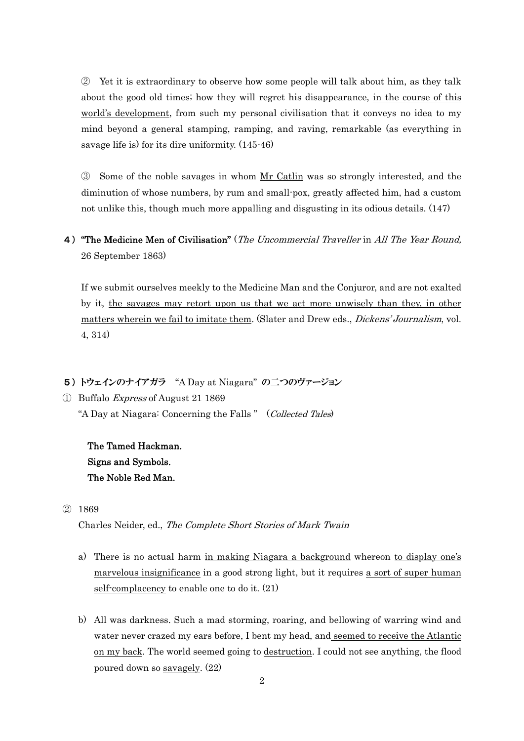② Yet it is extraordinary to observe how some people will talk about him, as they talk about the good old times; how they will regret his disappearance, <u>in the course of this world's development</u>, from such my personal civilisation that it conveys no idea to my mind beyond a general stamping, ramping, and raving, remarkable (as everything in savage life is) for its dire uniformity. (145-46)

③ Some of the noble savages in whom <u>Mr Catlin</u> was so strongly interested, and the diminution of whose numbers, by rum and small-pox, greatly affected him, had a custom not unlike this, though much more appalling and disgusting in its odious details. (147)

**４）"The Medicine Men of Civilisation"** (*The Uncommercial Traveller* in *All The Year Round,* 26 September 1863)

If we submit ourselves meekly to the Medicine Man and the Conjuror, and are not exalted by it, <u>the savages may retort upon us that we act more unwisely than they, in other matters wherein we fail to imitate them</u>. (Slater and Drew eds., *Dickens' Journalism*, vol. 4, 314)

**５）トウェインのナイアガラ** "A Day at Niagara" **の二つのヴァージョン**

① Buffalo *Express* of August 21 1869
"A Day at Niagara: Concerning the Falls " （*Collected Tales*）

**The Tamed Hackman.**
**Signs and Symbols.**
**The Noble Red Man.**

② 1869
Charles Neider, ed., *The Complete Short Stories of Mark Twain*

a) There is no actual harm <u>in making Niagara a background</u> whereon <u>to display one's marvelous insignificance</u> in a good strong light, but it requires <u>a sort of super human self-complacency</u> to enable one to do it. (21)

b) All was darkness. Such a mad storming, roaring, and bellowing of warring wind and water never crazed my ears before, I bent my head, and <u>seemed to receive the Atlantic on my back</u>. The world seemed going to <u>destruction</u>. I could not see anything, the flood poured down so <u>savagely</u>. (22)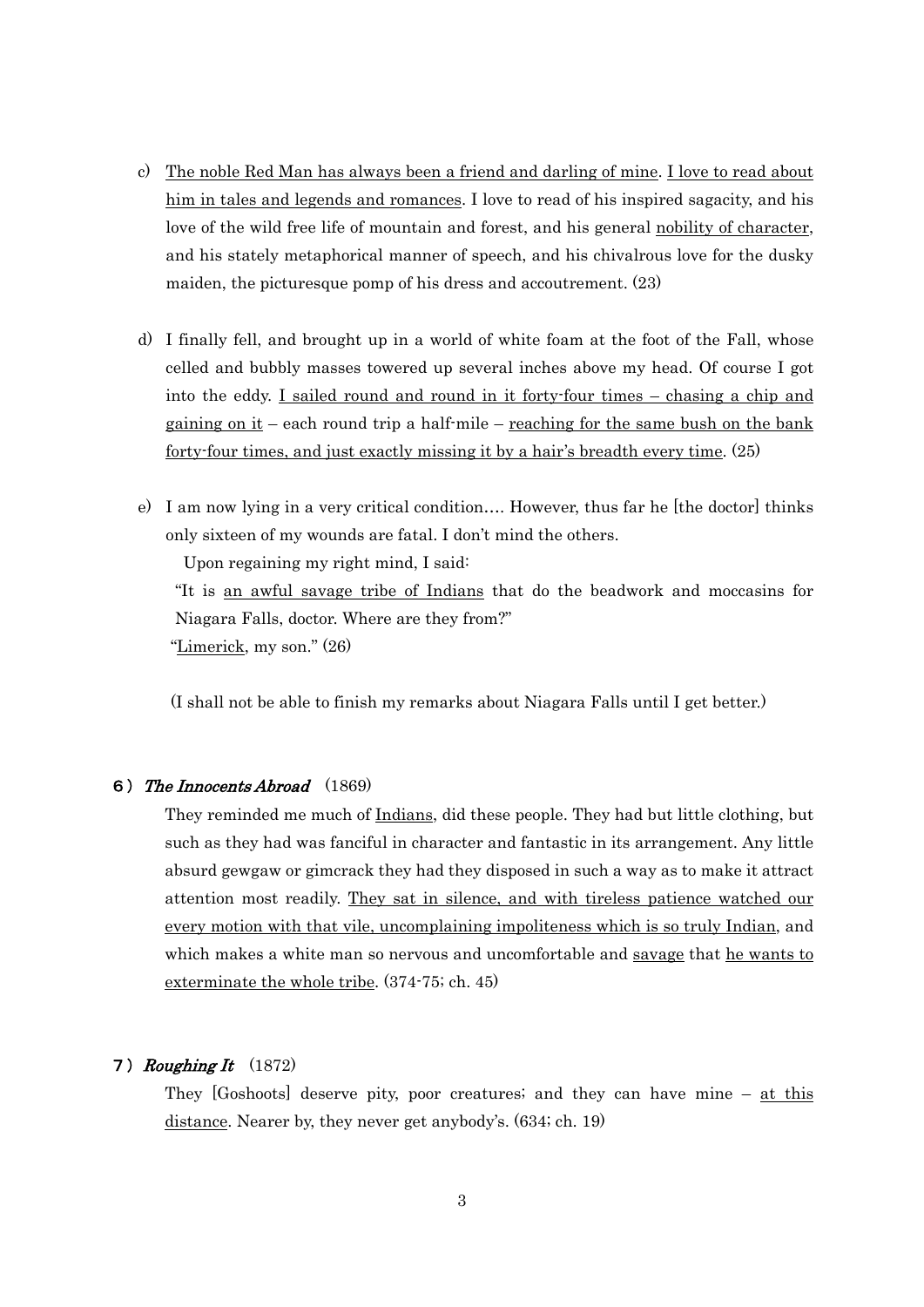c) <u>The noble Red Man has always been a friend and darling of mine</u>. <u>I love to read about him in tales and legends and romances</u>. I love to read of his inspired sagacity, and his love of the wild free life of mountain and forest, and his general <u>nobility of character</u>, and his stately metaphorical manner of speech, and his chivalrous love for the dusky maiden, the picturesque pomp of his dress and accoutrement. (23)

d) I finally fell, and brought up in a world of white foam at the foot of the Fall, whose celled and bubbly masses towered up several inches above my head. Of course I got into the eddy. <u>I sailed round and round in it forty-four times – chasing a chip and gaining on it</u> – each round trip a half-mile – <u>reaching for the same bush on the bank forty-four times, and just exactly missing it by a hair's breadth every time</u>. (25)

e) I am now lying in a very critical condition…. However, thus far he [the doctor] thinks only sixteen of my wounds are fatal. I don't mind the others.

Upon regaining my right mind, I said:

"It is <u>an awful savage tribe of Indians</u> that do the beadwork and moccasins for Niagara Falls, doctor. Where are they from?"

"<u>Limerick</u>, my son." (26)

(I shall not be able to finish my remarks about Niagara Falls until I get better.)

### ６）*The Innocents Abroad* (1869)

They reminded me much of <u>Indians</u>, did these people. They had but little clothing, but such as they had was fanciful in character and fantastic in its arrangement. Any little absurd gewgaw or gimcrack they had they disposed in such a way as to make it attract attention most readily. <u>They sat in silence, and with tireless patience watched our every motion with that vile, uncomplaining impoliteness which is so truly Indian</u>, and which makes a white man so nervous and uncomfortable and <u>savage</u> that <u>he wants to exterminate the whole tribe</u>. (374-75; ch. 45)

### ７）*Roughing It* (1872)

They [Goshoots] deserve pity, poor creatures; and they can have mine – <u>at this distance</u>. Nearer by, they never get anybody's. (634; ch. 19)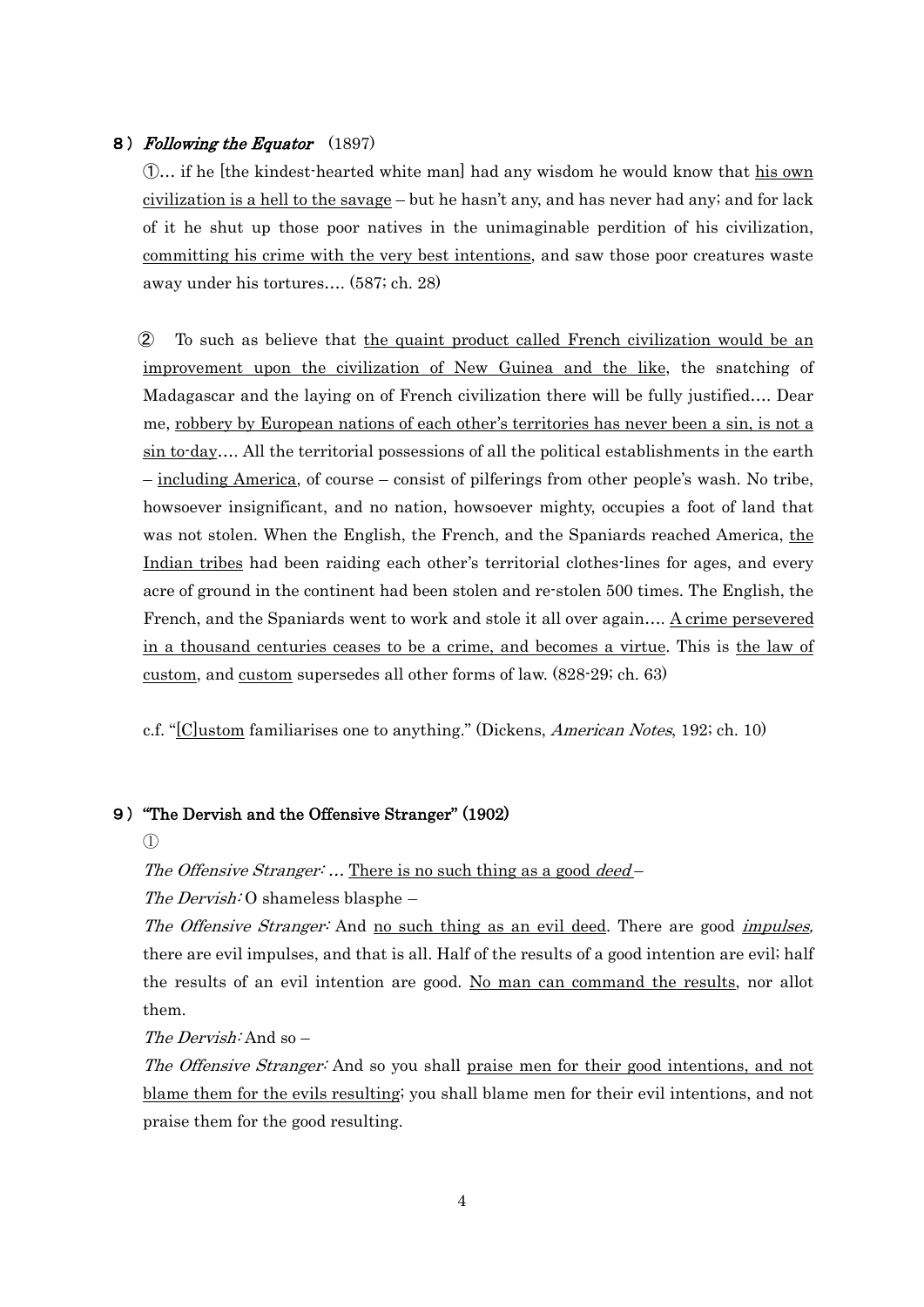**８）*Following the Equator*** (1897)

①… if he [the kindest-hearted white man] had any wisdom he would know that <u>his own civilization is a hell to the savage</u> – but he hasn't any, and has never had any; and for lack of it he shut up those poor natives in the unimaginable perdition of his civilization, <u>committing his crime with the very best intentions</u>, and saw those poor creatures waste away under his tortures…. (587; ch. 28)

② To such as believe that <u>the quaint product called French civilization would be an improvement upon the civilization of New Guinea and the like</u>, the snatching of Madagascar and the laying on of French civilization there will be fully justified…. Dear me, <u>robbery by European nations of each other's territories has never been a sin, is not a sin to-day</u>…. All the territorial possessions of all the political establishments in the earth – <u>including America</u>, of course – consist of pilferings from other people's wash. No tribe, howsoever insignificant, and no nation, howsoever mighty, occupies a foot of land that was not stolen. When the English, the French, and the Spaniards reached America, <u>the Indian tribes</u> had been raiding each other's territorial clothes-lines for ages, and every acre of ground in the continent had been stolen and re-stolen 500 times. The English, the French, and the Spaniards went to work and stole it all over again…. <u>A crime persevered in a thousand centuries ceases to be a crime, and becomes a virtue</u>. This is <u>the law of custom</u>, and <u>custom</u> supersedes all other forms of law. (828-29; ch. 63)

c.f. "<u>[C]ustom</u> familiarises one to anything." (Dickens, *American Notes*, 192; ch. 10)

**９）"The Dervish and the Offensive Stranger" (1902)**

①

*The Offensive Stranger: …* <u>There is no such thing as a good *deed*</u> –

*The Dervish:* O shameless blasphe –

*The Offensive Stranger:* And <u>no such thing as an evil deed</u>. There are good <u>*impulses*,</u> there are evil impulses, and that is all. Half of the results of a good intention are evil; half the results of an evil intention are good. <u>No man can command the results</u>, nor allot them.

*The Dervish:* And so –

*The Offensive Stranger:* And so you shall <u>praise men for their good intentions, and not blame them for the evils resulting</u>; you shall blame men for their evil intentions, and not praise them for the good resulting.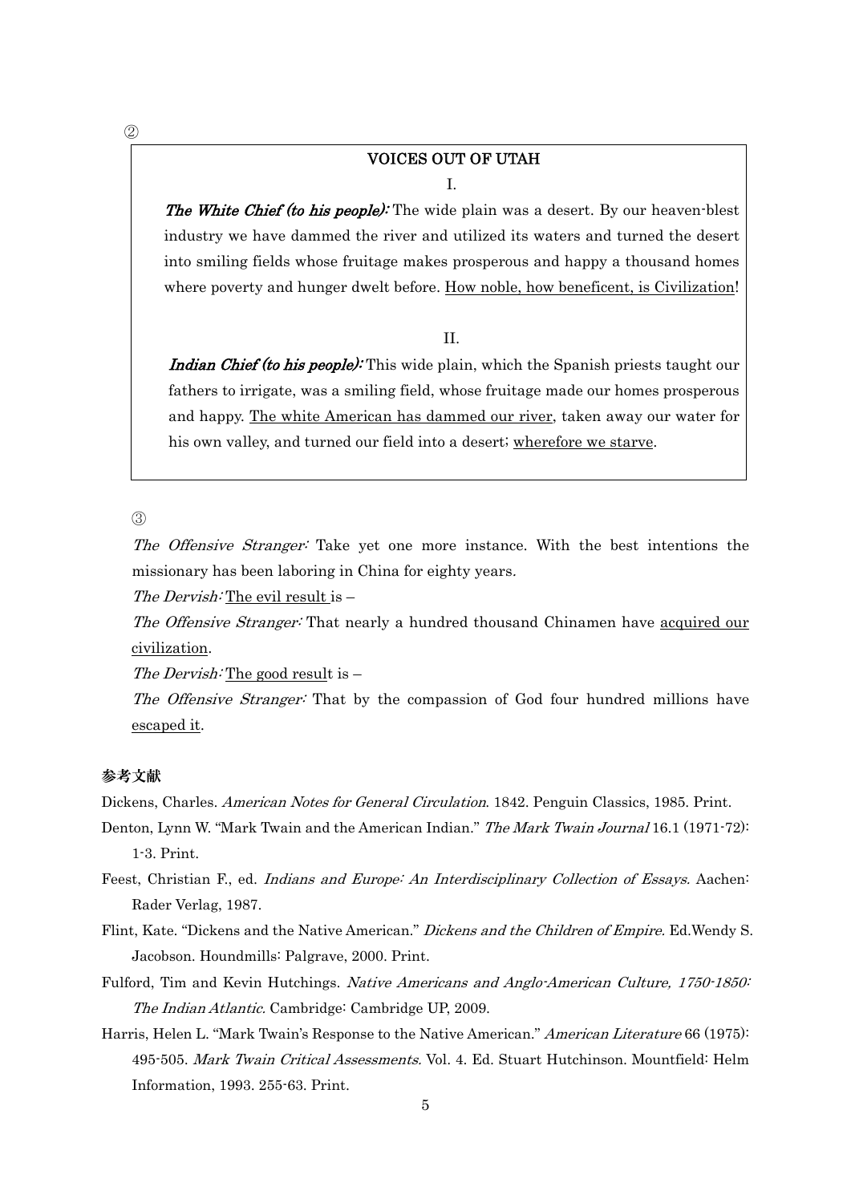②

**VOICES OUT OF UTAH**

I.

***The White Chief (to his people):*** The wide plain was a desert. By our heaven-blest industry we have dammed the river and utilized its waters and turned the desert into smiling fields whose fruitage makes prosperous and happy a thousand homes where poverty and hunger dwelt before. <u>How noble, how beneficent, is Civilization</u>!

II.

***Indian Chief (to his people):*** This wide plain, which the Spanish priests taught our fathers to irrigate, was a smiling field, whose fruitage made our homes prosperous and happy. <u>The white American has dammed our river</u>, taken away our water for his own valley, and turned our field into a desert; <u>wherefore we starve</u>.

③

*The Offensive Stranger:* Take yet one more instance. With the best intentions the missionary has been laboring in China for eighty years.

*The Dervish:* <u>The evil result</u> is –

*The Offensive Stranger:* That nearly a hundred thousand Chinamen have <u>acquired our civilization</u>.

*The Dervish:* <u>The good result</u> is –

*The Offensive Stranger:* That by the compassion of God four hundred millions have <u>escaped it</u>.

**参考文献**

Dickens, Charles. *American Notes for General Circulation*. 1842. Penguin Classics, 1985. Print.

Denton, Lynn W. "Mark Twain and the American Indian." *The Mark Twain Journal* 16.1 (1971-72): 1-3. Print.

Feest, Christian F., ed. *Indians and Europe: An Interdisciplinary Collection of Essays.* Aachen: Rader Verlag, 1987.

Flint, Kate. "Dickens and the Native American." *Dickens and the Children of Empire.* Ed.Wendy S. Jacobson. Houndmills: Palgrave, 2000. Print.

Fulford, Tim and Kevin Hutchings. *Native Americans and Anglo-American Culture, 1750-1850: The Indian Atlantic.* Cambridge: Cambridge UP, 2009.

Harris, Helen L. "Mark Twain's Response to the Native American." *American Literature* 66 (1975): 495-505. *Mark Twain Critical Assessments.* Vol. 4. Ed. Stuart Hutchinson. Mountfield: Helm Information, 1993. 255-63. Print.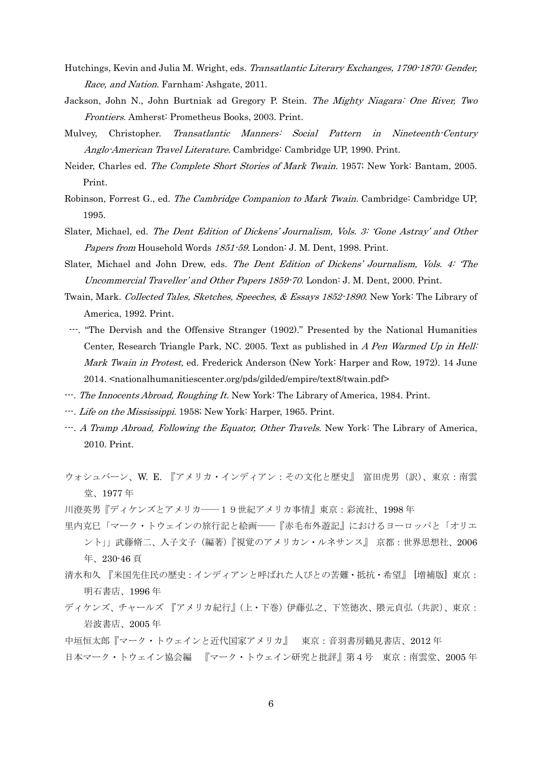Hutchings, Kevin and Julia M. Wright, eds. *Transatlantic Literary Exchanges, 1790-1870: Gender, Race, and Nation.* Farnham: Ashgate, 2011.

Jackson, John N., John Burtniak ad Gregory P. Stein. *The Mighty Niagara: One River, Two Frontiers.* Amherst: Prometheus Books, 2003. Print.

Mulvey, Christopher. *Transatlantic Manners: Social Pattern in Nineteenth-Century Anglo-American Travel Literature*. Cambridge: Cambridge UP, 1990. Print.

Neider, Charles ed. *The Complete Short Stories of Mark Twain.* 1957; New York: Bantam, 2005. Print.

Robinson, Forrest G., ed. *The Cambridge Companion to Mark Twain.* Cambridge: Cambridge UP, 1995.

Slater, Michael, ed. *The Dent Edition of Dickens' Journalism, Vols. 3: 'Gone Astray' and Other Papers from* Household Words *1851-59.* London: J. M. Dent, 1998. Print.

Slater, Michael and John Drew, eds. *The Dent Edition of Dickens' Journalism, Vols. 4: 'The Uncommercial Traveller' and Other Papers 1859-70.* London: J. M. Dent, 2000. Print.

Twain, Mark. *Collected Tales, Sketches, Speeches, & Essays 1852-1890.* New York: The Library of America, 1992. Print.

---. "The Dervish and the Offensive Stranger (1902)." Presented by the National Humanities Center, Research Triangle Park, NC. 2005. Text as published in *A Pen Warmed Up in Hell: Mark Twain in Protest,* ed. Frederick Anderson (New York: Harper and Row, 1972). 14 June 2014. <nationalhumanitiescenter.org/pds/gilded/empire/text8/twain.pdf>

---. *The Innocents Abroad, Roughing It.* New York: The Library of America, 1984. Print.

---. *Life on the Mississippi.* 1958; New York: Harper, 1965. Print.

---. *A Tramp Abroad, Following the Equator, Other Travels.* New York: The Library of America, 2010. Print.

ウォシュバーン、W. E. 『アメリカ・インディアン：その文化と歴史』 富田虎男（訳）、東京：南雲堂、1977 年

川澄英男『ディケンズとアメリカ——１９世紀アメリカ事情』東京：彩流社、1998 年

里内克巳「マーク・トウェインの旅行記と絵画——『赤毛布外遊記』におけるヨーロッパと「オリエント」」武藤脩二、入子文子（編著）『視覚のアメリカン・ルネサンス』 京都：世界思想社、2006 年、230-46 頁

清水和久 『米国先住民の歴史：インディアンと呼ばれた人びとの苦難・抵抗・希望』［増補版］東京：明石書店、1996 年

ディケンズ、チャールズ 『アメリカ紀行』（上・下巻）伊藤弘之、下笠徳次、隈元貞弘（共訳）、東京：岩波書店、2005 年

中垣恒太郎『マーク・トウェインと近代国家アメリカ』　東京：音羽書房鶴見書店、2012 年

日本マーク・トウェイン協会編　『マーク・トウェイン研究と批評』第 4 号　東京：南雲堂、2005 年